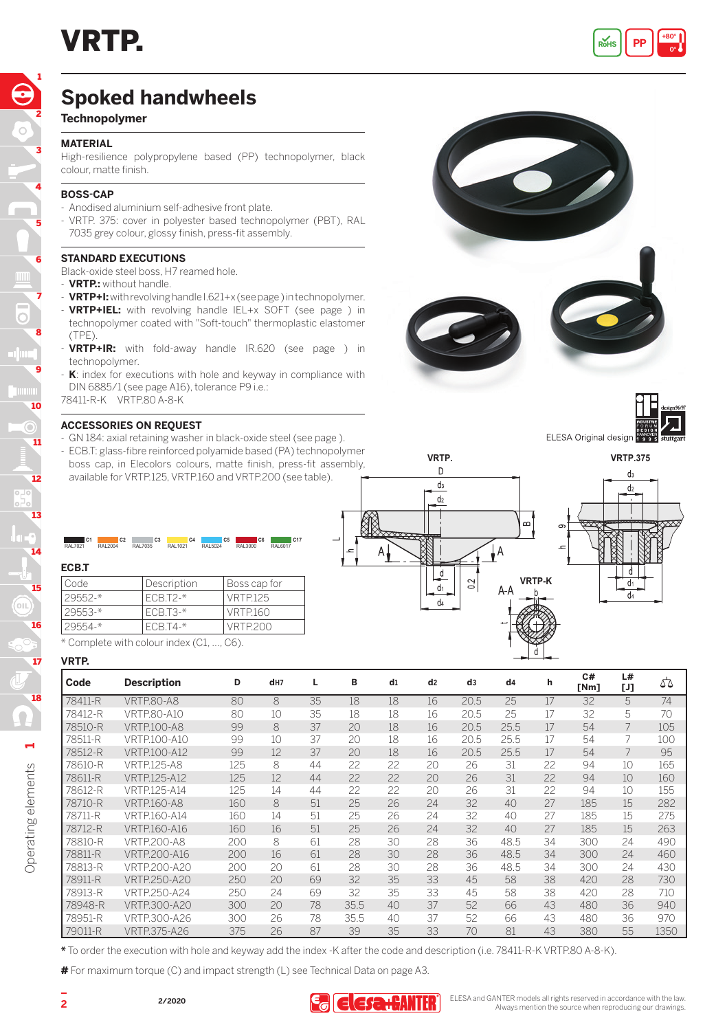# VRTP.

## Spoked handwheels

**Technopolymer**

### MATERIAL

High-resilience polypropylene based (PP) technopolymer, black colour, matte finish.

### BOSS-CAP

- Anodised aluminium self-adhesive front plate.
- VRTP. 375: cover in polyester based technopolymer (PBT), RAL 7035 grey colour, glossy finish, press-fit assembly.

### STANDARD EXECUTIONS

Black-oxide steel boss, H7 reamed hole.

- **VRTP.:** without handle.
- **VRTP+I:** with revolving handle I.621+x (see page ) in technopolymer.
- **VRTP+IEL:** with revolving handle IEL+x SOFT (see page ) in technopolymer coated with "Soft-touch" thermoplastic elastomer (TPE).
- **VRTP+IR:** with fold-away handle IR.620 (see page ) in technopolymer.
- **K**: index for executions with hole and keyway in compliance with DIN 6885/1 (see page A16), tolerance P9 i.e.:

78411-R-K VRTP.80 A-8-K

### ACCESSORIES ON REQUEST

- GN 184: axial retaining washer in black-oxide steel (see page ).
- ECB.T: glass-fibre reinforced polyamide based (PA) technopolymer boss cap, in Elecolors colours, matte finish, press-fit assembly, available for VRTP.125, VRTP.160 and VRTP.200 (see table).

C1 RAL7021 · C2 RAL2004 · C3 RAL7035 · C4 RAL1021 · C5 RAL5024 · C6 RAL3000 · C17 RAL6017

ELESA Original design

### ECB.T

| Code | Description | Boss cap for |
|---|---|---|
| 29552-* | ECB.T2-* | VRTP.125 |
| 29553-* | ECB.T3-* | VRTP.160 |
| 29554-* | ECB.T4-* | VRTP.200 |

\* Complete with colour index (C1, ..., C6).

### VRTP.

| Code | Description | D | dH7 | L | B | d1 | d2 | d3 | d4 | h | C# [Nm] | L# [J] | ⚖ |
|---|---|---|---|---|---|---|---|---|---|---|---|---|---|
| 78411-R | VRTP.80-A8 | 80 | 8 | 35 | 18 | 18 | 16 | 20.5 | 25 | 17 | 32 | 5 | 74 |
| 78412-R | VRTP.80-A10 | 80 | 10 | 35 | 18 | 18 | 16 | 20.5 | 25 | 17 | 32 | 5 | 70 |
| 78510-R | VRTP.100-A8 | 99 | 8 | 37 | 20 | 18 | 16 | 20.5 | 25.5 | 17 | 54 | 7 | 105 |
| 78511-R | VRTP.100-A10 | 99 | 10 | 37 | 20 | 18 | 16 | 20.5 | 25.5 | 17 | 54 | 7 | 100 |
| 78512-R | VRTP.100-A12 | 99 | 12 | 37 | 20 | 18 | 16 | 20.5 | 25.5 | 17 | 54 | 7 | 95 |
| 78610-R | VRTP.125-A8 | 125 | 8 | 44 | 22 | 22 | 20 | 26 | 31 | 22 | 94 | 10 | 165 |
| 78611-R | VRTP.125-A12 | 125 | 12 | 44 | 22 | 22 | 20 | 26 | 31 | 22 | 94 | 10 | 160 |
| 78612-R | VRTP.125-A14 | 125 | 14 | 44 | 22 | 22 | 20 | 26 | 31 | 22 | 94 | 10 | 155 |
| 78710-R | VRTP.160-A8 | 160 | 8 | 51 | 25 | 26 | 24 | 32 | 40 | 27 | 185 | 15 | 282 |
| 78711-R | VRTP.160-A14 | 160 | 14 | 51 | 25 | 26 | 24 | 32 | 40 | 27 | 185 | 15 | 275 |
| 78712-R | VRTP.160-A16 | 160 | 16 | 51 | 25 | 26 | 24 | 32 | 40 | 27 | 185 | 15 | 263 |
| 78810-R | VRTP.200-A8 | 200 | 8 | 61 | 28 | 30 | 28 | 36 | 48.5 | 34 | 300 | 24 | 490 |
| 78811-R | VRTP.200-A16 | 200 | 16 | 61 | 28 | 30 | 28 | 36 | 48.5 | 34 | 300 | 24 | 460 |
| 78813-R | VRTP.200-A20 | 200 | 20 | 61 | 28 | 30 | 28 | 36 | 48.5 | 34 | 300 | 24 | 430 |
| 78911-R | VRTP.250-A20 | 250 | 20 | 69 | 32 | 35 | 33 | 45 | 58 | 38 | 420 | 28 | 730 |
| 78913-R | VRTP.250-A24 | 250 | 24 | 69 | 32 | 35 | 33 | 45 | 58 | 38 | 420 | 28 | 710 |
| 78948-R | VRTP.300-A20 | 300 | 20 | 78 | 35.5 | 40 | 37 | 52 | 66 | 43 | 480 | 36 | 940 |
| 78951-R | VRTP.300-A26 | 300 | 26 | 78 | 35.5 | 40 | 37 | 52 | 66 | 43 | 480 | 36 | 970 |
| 79011-R | VRTP.375-A26 | 375 | 26 | 87 | 39 | 35 | 33 | 70 | 81 | 43 | 380 | 55 | 1350 |

**\*** To order the execution with hole and keyway add the index -K after the code and description (i.e. 78411-R-K VRTP.80 A-8-K).

**#** For maximum torque (C) and impact strength (L) see Technical Data on page A3.

ELESA and GANTER models all rights reserved in accordance with the law. Always mention the source when reproducing our drawings.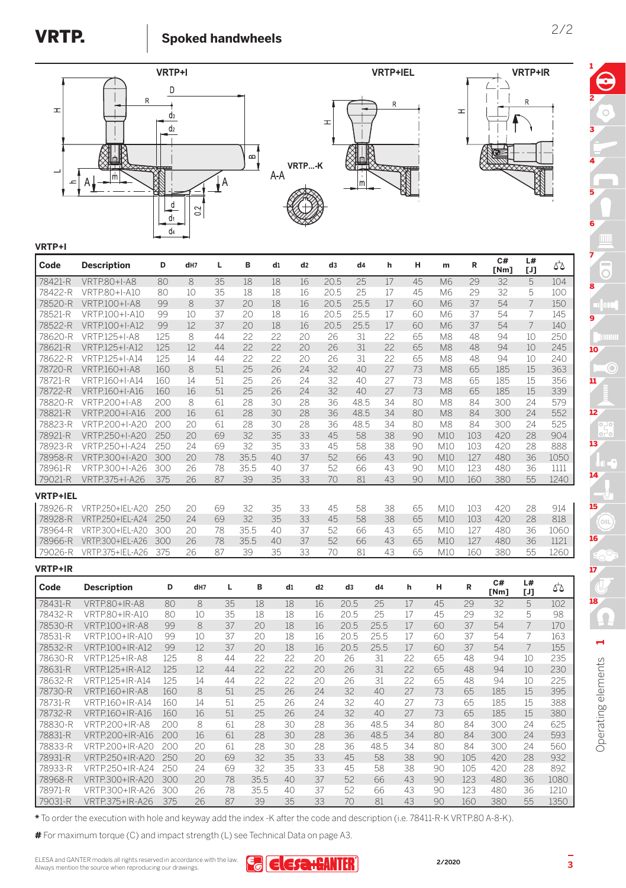# VRTP. Spoked handwheels

VRTP+I

VRTP+IEL

VRTP+IR

VRTP...-K

A-A

### VRTP+I

| Code | Description | D | dH7 | L | B | d1 | d2 | d3 | d4 | h | H | m | R | C# [Nm] | L# [J] | ⚖ |
|---|---|---|---|---|---|---|---|---|---|---|---|---|---|---|---|---|
| 78421-R | VRTP.80+I-A8 | 80 | 8 | 35 | 18 | 18 | 16 | 20.5 | 25 | 17 | 45 | M6 | 29 | 32 | 5 | 104 |
| 78422-R | VRTP.80+I-A10 | 80 | 10 | 35 | 18 | 18 | 16 | 20.5 | 25 | 17 | 45 | M6 | 29 | 32 | 5 | 100 |
| 78520-R | VRTP.100+I-A8 | 99 | 8 | 37 | 20 | 18 | 16 | 20.5 | 25.5 | 17 | 60 | M6 | 37 | 54 | 7 | 150 |
| 78521-R | VRTP.100+I-A10 | 99 | 10 | 37 | 20 | 18 | 16 | 20.5 | 25.5 | 17 | 60 | M6 | 37 | 54 | 7 | 145 |
| 78522-R | VRTP.100+I-A12 | 99 | 12 | 37 | 20 | 18 | 16 | 20.5 | 25.5 | 17 | 60 | M6 | 37 | 54 | 7 | 140 |
| 78620-R | VRTP.125+I-A8 | 125 | 8 | 44 | 22 | 22 | 20 | 26 | 31 | 22 | 65 | M8 | 48 | 94 | 10 | 250 |
| 78621-R | VRTP.125+I-A12 | 125 | 12 | 44 | 22 | 22 | 20 | 26 | 31 | 22 | 65 | M8 | 48 | 94 | 10 | 245 |
| 78622-R | VRTP.125+I-A14 | 125 | 14 | 44 | 22 | 22 | 20 | 26 | 31 | 22 | 65 | M8 | 48 | 94 | 10 | 240 |
| 78720-R | VRTP.160+I-A8 | 160 | 8 | 51 | 25 | 26 | 24 | 32 | 40 | 27 | 73 | M8 | 65 | 185 | 15 | 363 |
| 78721-R | VRTP.160+I-A14 | 160 | 14 | 51 | 25 | 26 | 24 | 32 | 40 | 27 | 73 | M8 | 65 | 185 | 15 | 356 |
| 78722-R | VRTP.160+I-A16 | 160 | 16 | 51 | 25 | 26 | 24 | 32 | 40 | 27 | 73 | M8 | 65 | 185 | 15 | 339 |
| 78820-R | VRTP.200+I-A8 | 200 | 8 | 61 | 28 | 30 | 28 | 36 | 48.5 | 34 | 80 | M8 | 84 | 300 | 24 | 579 |
| 78821-R | VRTP.200+I-A16 | 200 | 16 | 61 | 28 | 30 | 28 | 36 | 48.5 | 34 | 80 | M8 | 84 | 300 | 24 | 552 |
| 78823-R | VRTP.200+I-A20 | 200 | 20 | 61 | 28 | 30 | 28 | 36 | 48.5 | 34 | 80 | M8 | 84 | 300 | 24 | 525 |
| 78921-R | VRTP.250+I-A20 | 250 | 20 | 69 | 32 | 35 | 33 | 45 | 58 | 38 | 90 | M10 | 103 | 420 | 28 | 904 |
| 78923-R | VRTP.250+I-A24 | 250 | 24 | 69 | 32 | 35 | 33 | 45 | 58 | 38 | 90 | M10 | 103 | 420 | 28 | 888 |
| 78958-R | VRTP.300+I-A20 | 300 | 20 | 78 | 35.5 | 40 | 37 | 52 | 66 | 43 | 90 | M10 | 127 | 480 | 36 | 1050 |
| 78961-R | VRTP.300+I-A26 | 300 | 26 | 78 | 35.5 | 40 | 37 | 52 | 66 | 43 | 90 | M10 | 123 | 480 | 36 | 1111 |
| 79021-R | VRTP.375+I-A26 | 375 | 26 | 87 | 39 | 35 | 33 | 70 | 81 | 43 | 90 | M10 | 160 | 380 | 55 | 1240 |

### VRTP+IEL

| Code | Description | D | dH7 | L | B | d1 | d2 | d3 | d4 | h | H | m | R | C# [Nm] | L# [J] | ⚖ |
|---|---|---|---|---|---|---|---|---|---|---|---|---|---|---|---|---|
| 78926-R | VRTP.250+IEL-A20 | 250 | 20 | 69 | 32 | 35 | 33 | 45 | 58 | 38 | 65 | M10 | 103 | 420 | 28 | 914 |
| 78928-R | VRTP.250+IEL-A24 | 250 | 24 | 69 | 32 | 35 | 33 | 45 | 58 | 38 | 65 | M10 | 103 | 420 | 28 | 818 |
| 78964-R | VRTP.300+IEL-A20 | 300 | 20 | 78 | 35.5 | 40 | 37 | 52 | 66 | 43 | 65 | M10 | 127 | 480 | 36 | 1060 |
| 78966-R | VRTP.300+IEL-A26 | 300 | 26 | 78 | 35.5 | 40 | 37 | 52 | 66 | 43 | 65 | M10 | 127 | 480 | 36 | 1121 |
| 79026-R | VRTP.375+IEL-A26 | 375 | 26 | 87 | 39 | 35 | 33 | 70 | 81 | 43 | 65 | M10 | 160 | 380 | 55 | 1260 |

### VRTP+IR

| Code | Description | D | dH7 | L | B | d1 | d2 | d3 | d4 | h | H | R | C# [Nm] | L# [J] | ⚖ |
|---|---|---|---|---|---|---|---|---|---|---|---|---|---|---|---|
| 78431-R | VRTP.80+IR-A8 | 80 | 8 | 35 | 18 | 18 | 16 | 20.5 | 25 | 17 | 45 | 29 | 32 | 5 | 102 |
| 78432-R | VRTP.80+IR-A10 | 80 | 10 | 35 | 18 | 18 | 16 | 20.5 | 25 | 17 | 45 | 29 | 32 | 5 | 98 |
| 78530-R | VRTP.100+IR-A8 | 99 | 8 | 37 | 20 | 18 | 16 | 20.5 | 25.5 | 17 | 60 | 37 | 54 | 7 | 170 |
| 78531-R | VRTP.100+IR-A10 | 99 | 10 | 37 | 20 | 18 | 16 | 20.5 | 25.5 | 17 | 60 | 37 | 54 | 7 | 163 |
| 78532-R | VRTP.100+IR-A12 | 99 | 12 | 37 | 20 | 18 | 16 | 20.5 | 25.5 | 17 | 60 | 37 | 54 | 7 | 155 |
| 78630-R | VRTP.125+IR-A8 | 125 | 8 | 44 | 22 | 22 | 20 | 26 | 31 | 22 | 65 | 48 | 94 | 10 | 235 |
| 78631-R | VRTP.125+IR-A12 | 125 | 12 | 44 | 22 | 22 | 20 | 26 | 31 | 22 | 65 | 48 | 94 | 10 | 230 |
| 78632-R | VRTP.125+IR-A14 | 125 | 14 | 44 | 22 | 22 | 20 | 26 | 31 | 22 | 65 | 48 | 94 | 10 | 225 |
| 78730-R | VRTP.160+IR-A8 | 160 | 8 | 51 | 25 | 26 | 24 | 32 | 40 | 27 | 73 | 65 | 185 | 15 | 395 |
| 78731-R | VRTP.160+IR-A14 | 160 | 14 | 51 | 25 | 26 | 24 | 32 | 40 | 27 | 73 | 65 | 185 | 15 | 388 |
| 78732-R | VRTP.160+IR-A16 | 160 | 16 | 51 | 25 | 26 | 24 | 32 | 40 | 27 | 73 | 65 | 185 | 15 | 380 |
| 78830-R | VRTP.200+IR-A8 | 200 | 8 | 61 | 28 | 30 | 28 | 36 | 48.5 | 34 | 80 | 84 | 300 | 24 | 625 |
| 78831-R | VRTP.200+IR-A16 | 200 | 16 | 61 | 28 | 30 | 28 | 36 | 48.5 | 34 | 80 | 84 | 300 | 24 | 593 |
| 78833-R | VRTP.200+IR-A20 | 200 | 20 | 61 | 28 | 30 | 28 | 36 | 48.5 | 34 | 80 | 84 | 300 | 24 | 560 |
| 78931-R | VRTP.250+IR-A20 | 250 | 20 | 69 | 32 | 35 | 33 | 45 | 58 | 38 | 90 | 105 | 420 | 28 | 932 |
| 78933-R | VRTP.250+IR-A24 | 250 | 24 | 69 | 32 | 35 | 33 | 45 | 58 | 38 | 90 | 105 | 420 | 28 | 892 |
| 78968-R | VRTP.300+IR-A20 | 300 | 20 | 78 | 35.5 | 40 | 37 | 52 | 66 | 43 | 90 | 123 | 480 | 36 | 1080 |
| 78971-R | VRTP.300+IR-A26 | 300 | 26 | 78 | 35.5 | 40 | 37 | 52 | 66 | 43 | 90 | 123 | 480 | 36 | 1210 |
| 79031-R | VRTP.375+IR-A26 | 375 | 26 | 87 | 39 | 35 | 33 | 70 | 81 | 43 | 90 | 160 | 380 | 55 | 1350 |

* To order the execution with hole and keyway add the index -K after the code and description (i.e. 78411-R-K VRTP.80 A-8-K).

# For maximum torque (C) and impact strength (L) see Technical Data on page A3.

ELESA and GANTER models all rights reserved in accordance with the law. Always mention the source when reproducing our drawings.